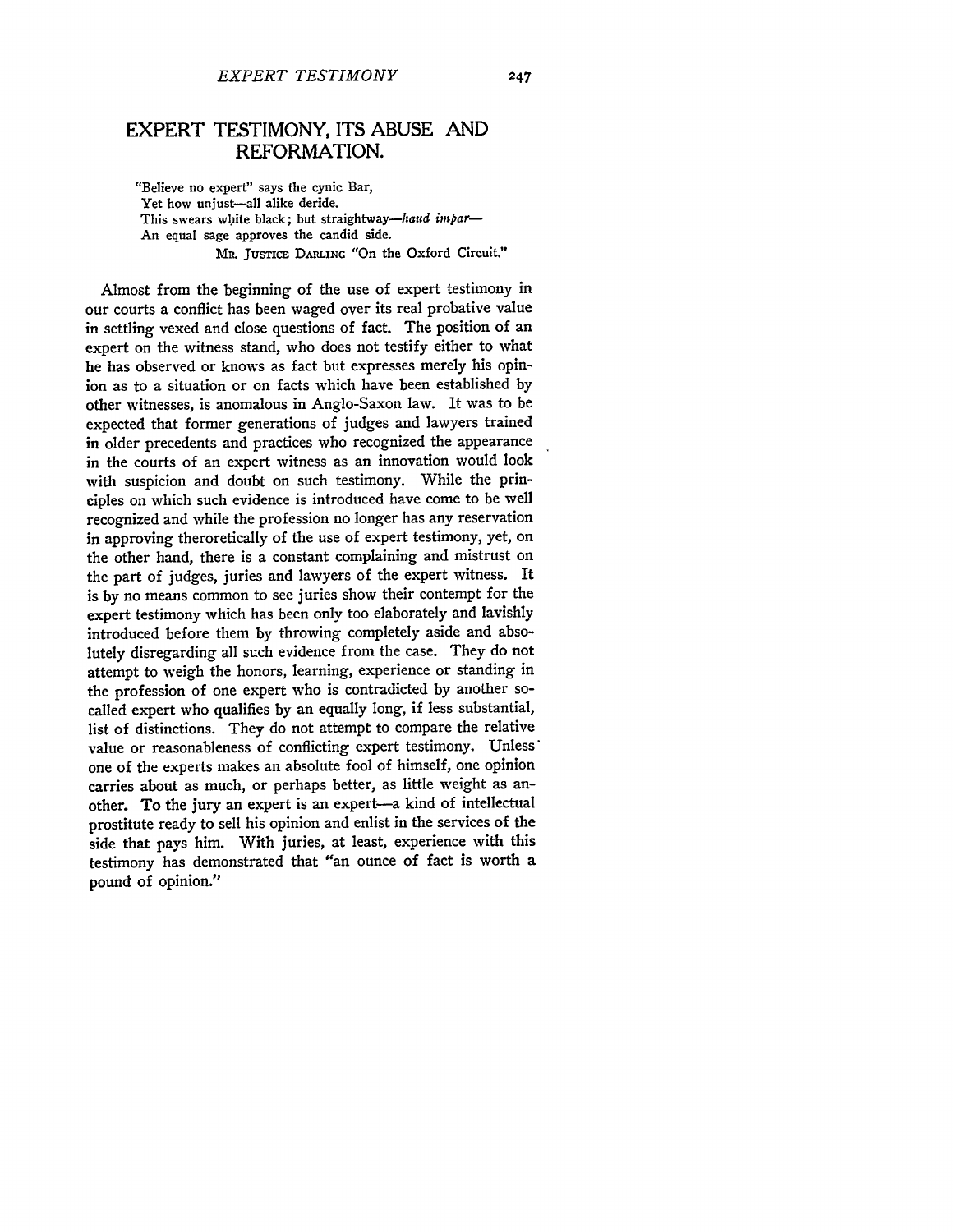# EXPERT TESTIMONY, ITS ABUSE AND REFORMATION.

> "Believe no expert" says the cynic Bar,
> Yet how unjust—all alike deride.
> This swears white black; but straightway—*haud impar*—
> An equal sage approves the candid side.
>
> MR. JUSTICE DARLING "On the Oxford Circuit."

Almost from the beginning of the use of expert testimony in our courts a conflict has been waged over its real probative value in settling vexed and close questions of fact. The position of an expert on the witness stand, who does not testify either to what he has observed or knows as fact but expresses merely his opinion as to a situation or on facts which have been established by other witnesses, is anomalous in Anglo-Saxon law. It was to be expected that former generations of judges and lawyers trained in older precedents and practices who recognized the appearance in the courts of an expert witness as an innovation would look with suspicion and doubt on such testimony. While the principles on which such evidence is introduced have come to be well recognized and while the profession no longer has any reservation in approving theroretically of the use of expert testimony, yet, on the other hand, there is a constant complaining and mistrust on the part of judges, juries and lawyers of the expert witness. It is by no means common to see juries show their contempt for the expert testimony which has been only too elaborately and lavishly introduced before them by throwing completely aside and absolutely disregarding all such evidence from the case. They do not attempt to weigh the honors, learning, experience or standing in the profession of one expert who is contradicted by another so-called expert who qualifies by an equally long, if less substantial, list of distinctions. They do not attempt to compare the relative value or reasonableness of conflicting expert testimony. Unless one of the experts makes an absolute fool of himself, one opinion carries about as much, or perhaps better, as little weight as another. To the jury an expert is an expert—a kind of intellectual prostitute ready to sell his opinion and enlist in the services of the side that pays him. With juries, at least, experience with this testimony has demonstrated that "an ounce of fact is worth a pound of opinion."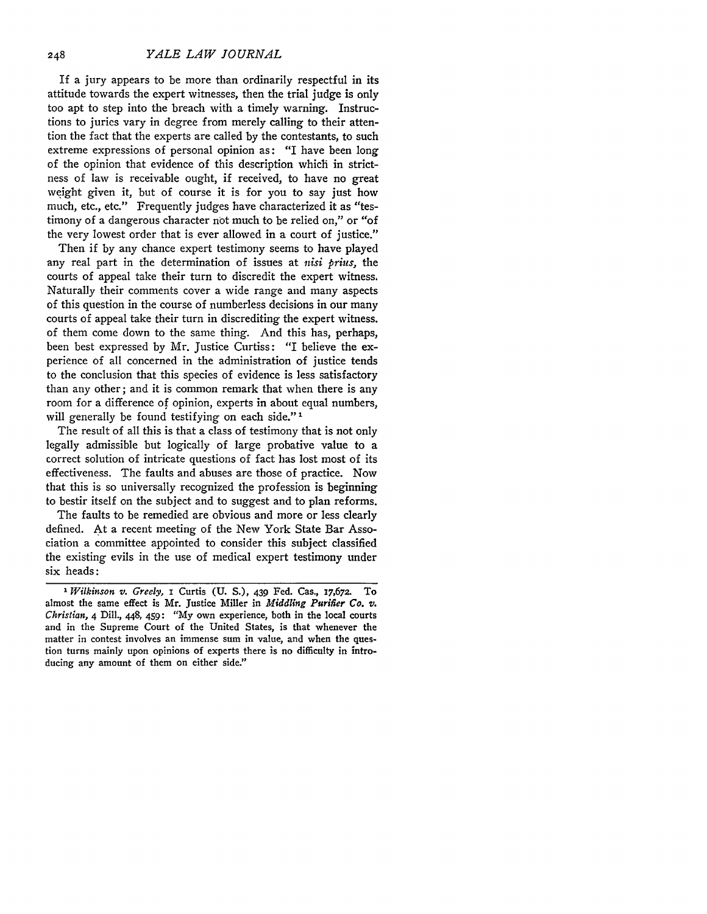If a jury appears to be more than ordinarily respectful in its attitude towards the expert witnesses, then the trial judge is only too apt to step into the breach with a timely warning. Instructions to juries vary in degree from merely calling to their attention the fact that the experts are called by the contestants, to such extreme expressions of personal opinion as: "I have been long of the opinion that evidence of this description which in strictness of law is receivable ought, if received, to have no great weight given it, but of course it is for you to say just how much, etc., etc." Frequently judges have characterized it as "testimony of a dangerous character not much to be relied on," or "of the very lowest order that is ever allowed in a court of justice."

Then if by any chance expert testimony seems to have played any real part in the determination of issues at *nisi prius*, the courts of appeal take their turn to discredit the expert witness. Naturally their comments cover a wide range and many aspects of this question in the course of numberless decisions in our many courts of appeal take their turn in discrediting the expert witness. of them come down to the same thing. And this has, perhaps, been best expressed by Mr. Justice Curtiss: "I believe the experience of all concerned in the administration of justice tends to the conclusion that this species of evidence is less satisfactory than any other; and it is common remark that when there is any room for a difference of opinion, experts in about equal numbers, will generally be found testifying on each side."[1]

The result of all this is that a class of testimony that is not only legally admissible but logically of large probative value to a correct solution of intricate questions of fact has lost most of its effectiveness. The faults and abuses are those of practice. Now that this is so universally recognized the profession is beginning to bestir itself on the subject and to suggest and to plan reforms.

The faults to be remedied are obvious and more or less clearly defined. At a recent meeting of the New York State Bar Association a committee appointed to consider this subject classified the existing evils in the use of medical expert testimony under six heads:

---

[1] *Wilkinson v. Greely*, 1 Curtis (U. S.), 439 Fed. Cas., 17,672. To almost the same effect is Mr. Justice Miller in *Middling Purifier Co. v. Christian*, 4 Dill., 448, 459: "My own experience, both in the local courts and in the Supreme Court of the United States, is that whenever the matter in contest involves an immense sum in value, and when the question turns mainly upon opinions of experts there is no difficulty in introducing any amount of them on either side."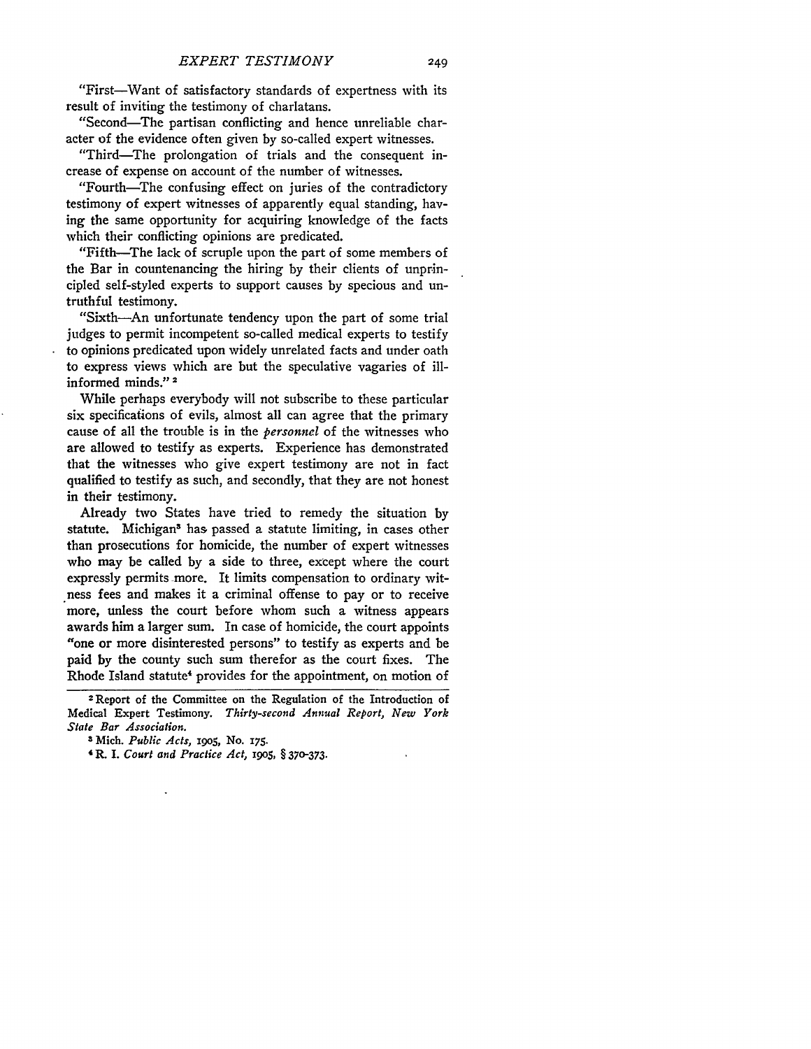"First—Want of satisfactory standards of expertness with its result of inviting the testimony of charlatans.

"Second—The partisan conflicting and hence unreliable character of the evidence often given by so-called expert witnesses.

"Third—The prolongation of trials and the consequent increase of expense on account of the number of witnesses.

"Fourth—The confusing effect on juries of the contradictory testimony of expert witnesses of apparently equal standing, having the same opportunity for acquiring knowledge of the facts which their conflicting opinions are predicated.

"Fifth—The lack of scruple upon the part of some members of the Bar in countenancing the hiring by their clients of unprincipled self-styled experts to support causes by specious and untruthful testimony.

"Sixth—An unfortunate tendency upon the part of some trial judges to permit incompetent so-called medical experts to testify to opinions predicated upon widely unrelated facts and under oath to express views which are but the speculative vagaries of ill-informed minds." [2]

While perhaps everybody will not subscribe to these particular six specifications of evils, almost all can agree that the primary cause of all the trouble is in the *personnel* of the witnesses who are allowed to testify as experts. Experience has demonstrated that the witnesses who give expert testimony are not in fact qualified to testify as such, and secondly, that they are not honest in their testimony.

Already two States have tried to remedy the situation by statute. Michigan[3] has passed a statute limiting, in cases other than prosecutions for homicide, the number of expert witnesses who may be called by a side to three, except where the court expressly permits more. It limits compensation to ordinary witness fees and makes it a criminal offense to pay or to receive more, unless the court before whom such a witness appears awards him a larger sum. In case of homicide, the court appoints "one or more disinterested persons" to testify as experts and be paid by the county such sum therefor as the court fixes. The Rhode Island statute[4] provides for the appointment, on motion of

---

[2] Report of the Committee on the Regulation of the Introduction of Medical Expert Testimony. *Thirty-second Annual Report, New York State Bar Association.*

[3] Mich. *Public Acts,* 1905, No. 175.

[4] R. I. *Court and Practice Act,* 1905, § 370-373.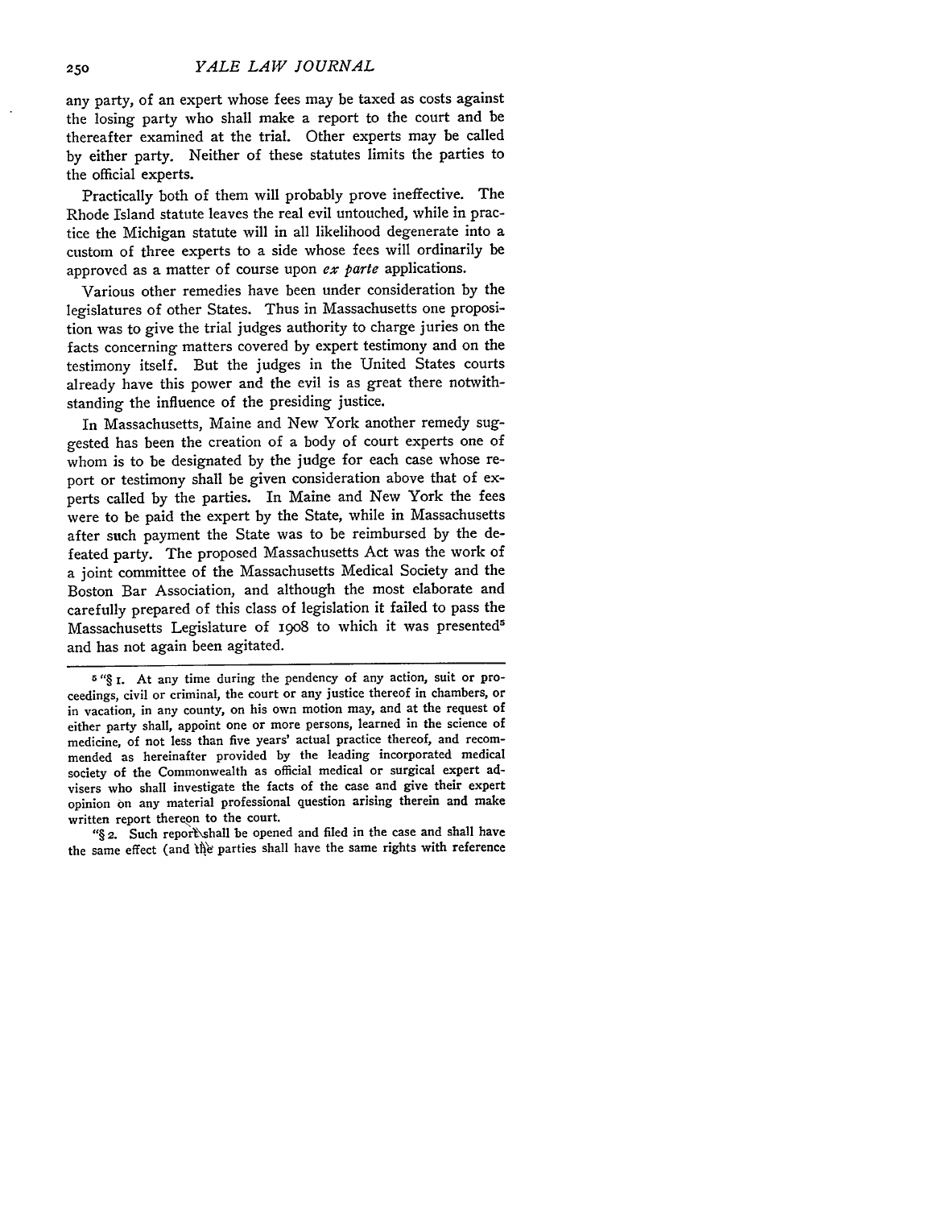any party, of an expert whose fees may be taxed as costs against the losing party who shall make a report to the court and be thereafter examined at the trial. Other experts may be called by either party. Neither of these statutes limits the parties to the official experts.

Practically both of them will probably prove ineffective. The Rhode Island statute leaves the real evil untouched, while in practice the Michigan statute will in all likelihood degenerate into a custom of three experts to a side whose fees will ordinarily be approved as a matter of course upon *ex parte* applications.

Various other remedies have been under consideration by the legislatures of other States. Thus in Massachusetts one proposition was to give the trial judges authority to charge juries on the facts concerning matters covered by expert testimony and on the testimony itself. But the judges in the United States courts already have this power and the evil is as great there notwithstanding the influence of the presiding justice.

In Massachusetts, Maine and New York another remedy suggested has been the creation of a body of court experts one of whom is to be designated by the judge for each case whose report or testimony shall be given consideration above that of experts called by the parties. In Maine and New York the fees were to be paid the expert by the State, while in Massachusetts after such payment the State was to be reimbursed by the defeated party. The proposed Massachusetts Act was the work of a joint committee of the Massachusetts Medical Society and the Boston Bar Association, and although the most elaborate and carefully prepared of this class of legislation it failed to pass the Massachusetts Legislature of 1908 to which it was presented[5] and has not again been agitated.

---

[5] "§ 1. At any time during the pendency of any action, suit or proceedings, civil or criminal, the court or any justice thereof in chambers, or in vacation, in any county, on his own motion may, and at the request of either party shall, appoint one or more persons, learned in the science of medicine, of not less than five years' actual practice thereof, and recommended as hereinafter provided by the leading incorporated medical society of the Commonwealth as official medical or surgical expert advisers who shall investigate the facts of the case and give their expert opinion on any material professional question arising therein and make written report thereon to the court.

"§ 2. Such report shall be opened and filed in the case and shall have the same effect (and the parties shall have the same rights with reference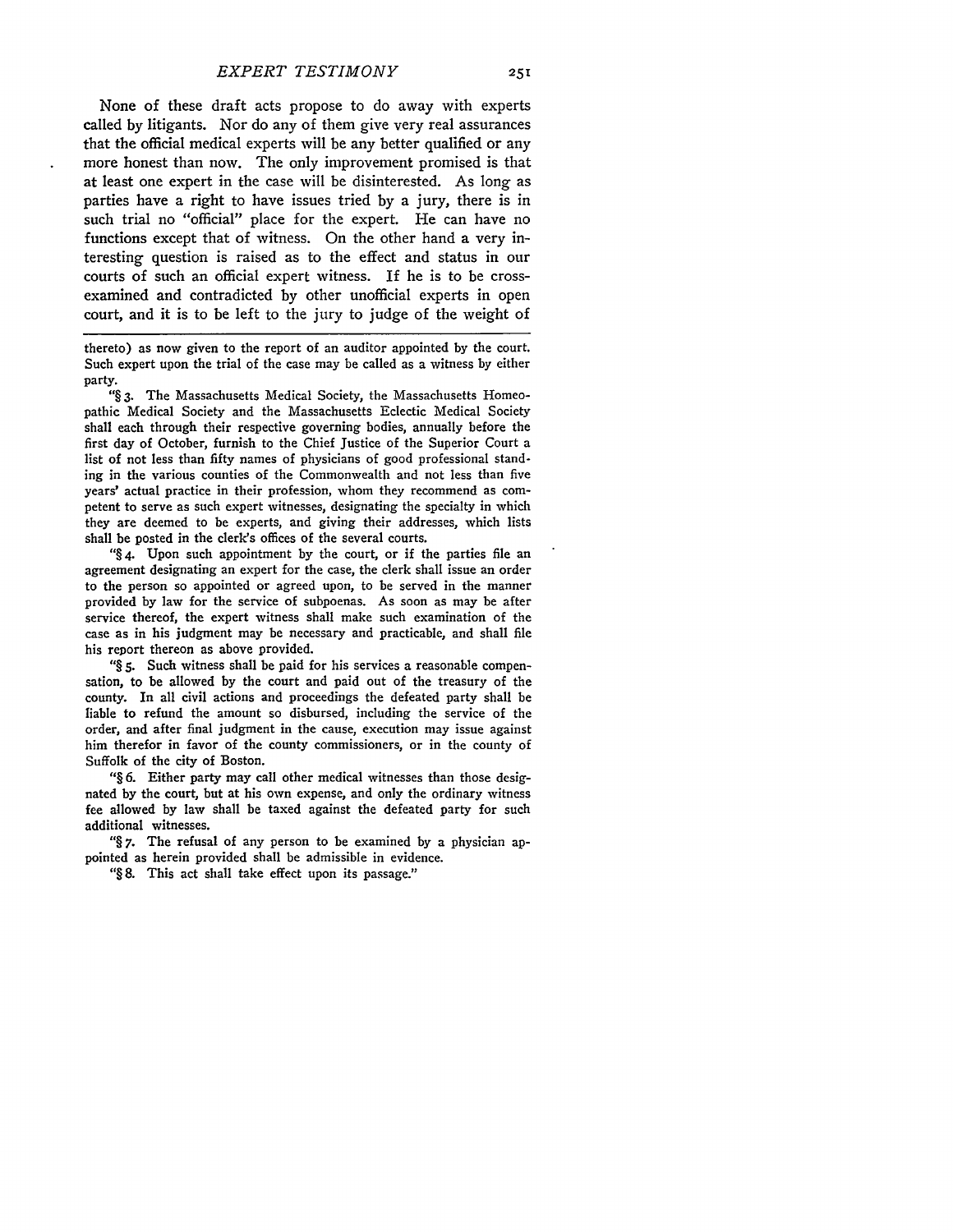None of these draft acts propose to do away with experts called by litigants. Nor do any of them give very real assurances that the official medical experts will be any better qualified or any more honest than now. The only improvement promised is that at least one expert in the case will be disinterested. As long as parties have a right to have issues tried by a jury, there is in such trial no "official" place for the expert. He can have no functions except that of witness. On the other hand a very interesting question is raised as to the effect and status in our courts of such an official expert witness. If he is to be cross-examined and contradicted by other unofficial experts in open court, and it is to be left to the jury to judge of the weight of

---

thereto) as now given to the report of an auditor appointed by the court. Such expert upon the trial of the case may be called as a witness by either party.

"§ 3. The Massachusetts Medical Society, the Massachusetts Homeopathic Medical Society and the Massachusetts Eclectic Medical Society shall each through their respective governing bodies, annually before the first day of October, furnish to the Chief Justice of the Superior Court a list of not less than fifty names of physicians of good professional standing in the various counties of the Commonwealth and not less than five years' actual practice in their profession, whom they recommend as competent to serve as such expert witnesses, designating the specialty in which they are deemed to be experts, and giving their addresses, which lists shall be posted in the clerk's offices of the several courts.

"§ 4. Upon such appointment by the court, or if the parties file an agreement designating an expert for the case, the clerk shall issue an order to the person so appointed or agreed upon, to be served in the manner provided by law for the service of subpoenas. As soon as may be after service thereof, the expert witness shall make such examination of the case as in his judgment may be necessary and practicable, and shall file his report thereon as above provided.

"§ 5. Such witness shall be paid for his services a reasonable compensation, to be allowed by the court and paid out of the treasury of the county. In all civil actions and proceedings the defeated party shall be liable to refund the amount so disbursed, including the service of the order, and after final judgment in the cause, execution may issue against him therefor in favor of the county commissioners, or in the county of Suffolk of the city of Boston.

"§ 6. Either party may call other medical witnesses than those designated by the court, but at his own expense, and only the ordinary witness fee allowed by law shall be taxed against the defeated party for such additional witnesses.

"§ 7. The refusal of any person to be examined by a physician appointed as herein provided shall be admissible in evidence.

"§ 8. This act shall take effect upon its passage."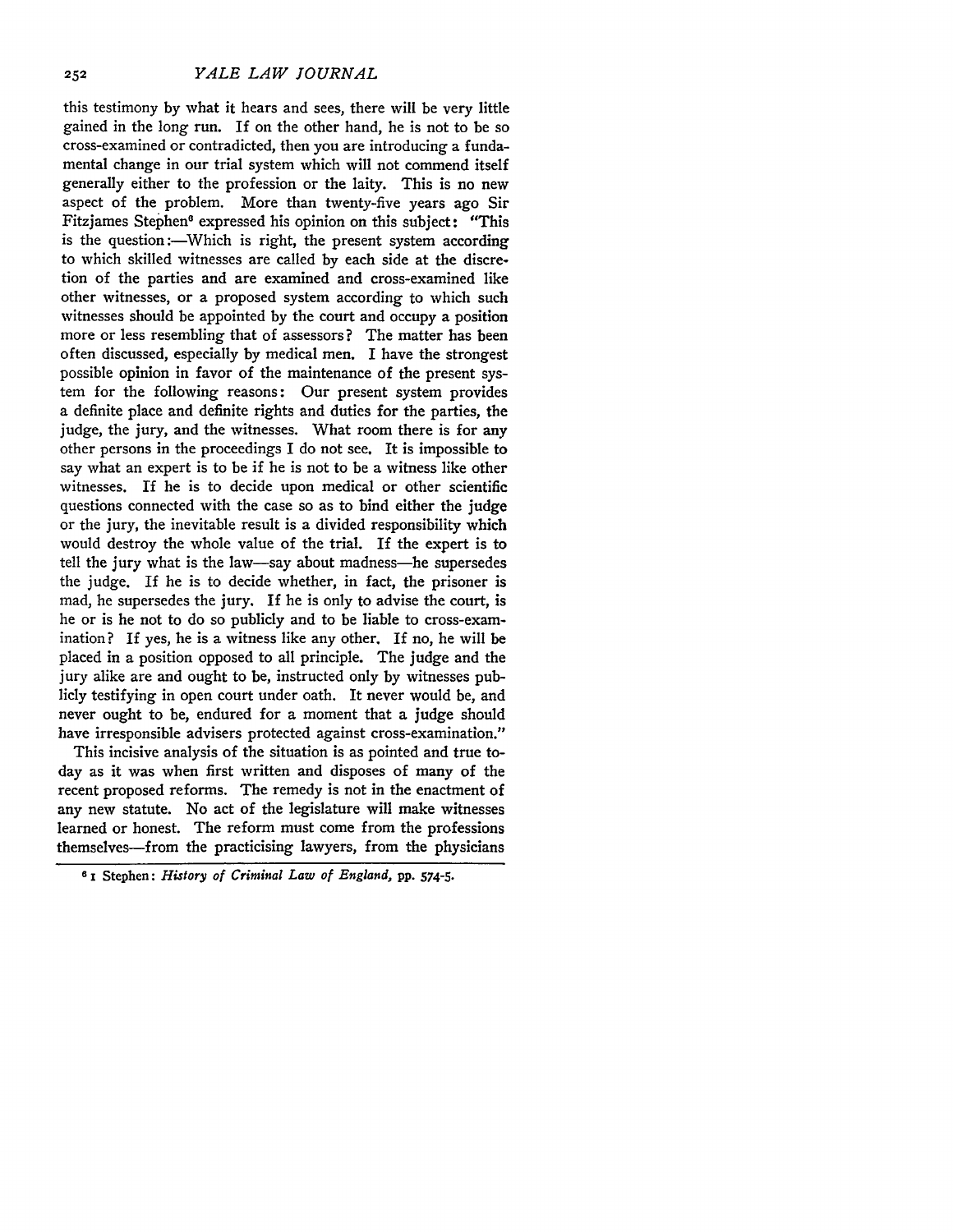this testimony by what it hears and sees, there will be very little gained in the long run. If on the other hand, he is not to be so cross-examined or contradicted, then you are introducing a fundamental change in our trial system which will not commend itself generally either to the profession or the laity. This is no new aspect of the problem. More than twenty-five years ago Sir Fitzjames Stephen[6] expressed his opinion on this subject: "This is the question:—Which is right, the present system according to which skilled witnesses are called by each side at the discretion of the parties and are examined and cross-examined like other witnesses, or a proposed system according to which such witnesses should be appointed by the court and occupy a position more or less resembling that of assessors? The matter has been often discussed, especially by medical men. I have the strongest possible opinion in favor of the maintenance of the present system for the following reasons: Our present system provides a definite place and definite rights and duties for the parties, the judge, the jury, and the witnesses. What room there is for any other persons in the proceedings I do not see. It is impossible to say what an expert is to be if he is not to be a witness like other witnesses. If he is to decide upon medical or other scientific questions connected with the case so as to bind either the judge or the jury, the inevitable result is a divided responsibility which would destroy the whole value of the trial. If the expert is to tell the jury what is the law—say about madness—he supersedes the judge. If he is to decide whether, in fact, the prisoner is mad, he supersedes the jury. If he is only to advise the court, is he or is he not to do so publicly and to be liable to cross-examination? If yes, he is a witness like any other. If no, he will be placed in a position opposed to all principle. The judge and the jury alike are and ought to be, instructed only by witnesses publicly testifying in open court under oath. It never would be, and never ought to be, endured for a moment that a judge should have irresponsible advisers protected against cross-examination."

This incisive analysis of the situation is as pointed and true today as it was when first written and disposes of many of the recent proposed reforms. The remedy is not in the enactment of any new statute. No act of the legislature will make witnesses learned or honest. The reform must come from the professions themselves—from the practicising lawyers, from the physicians

---

[6] 1 Stephen: *History of Criminal Law of England*, pp. 574-5.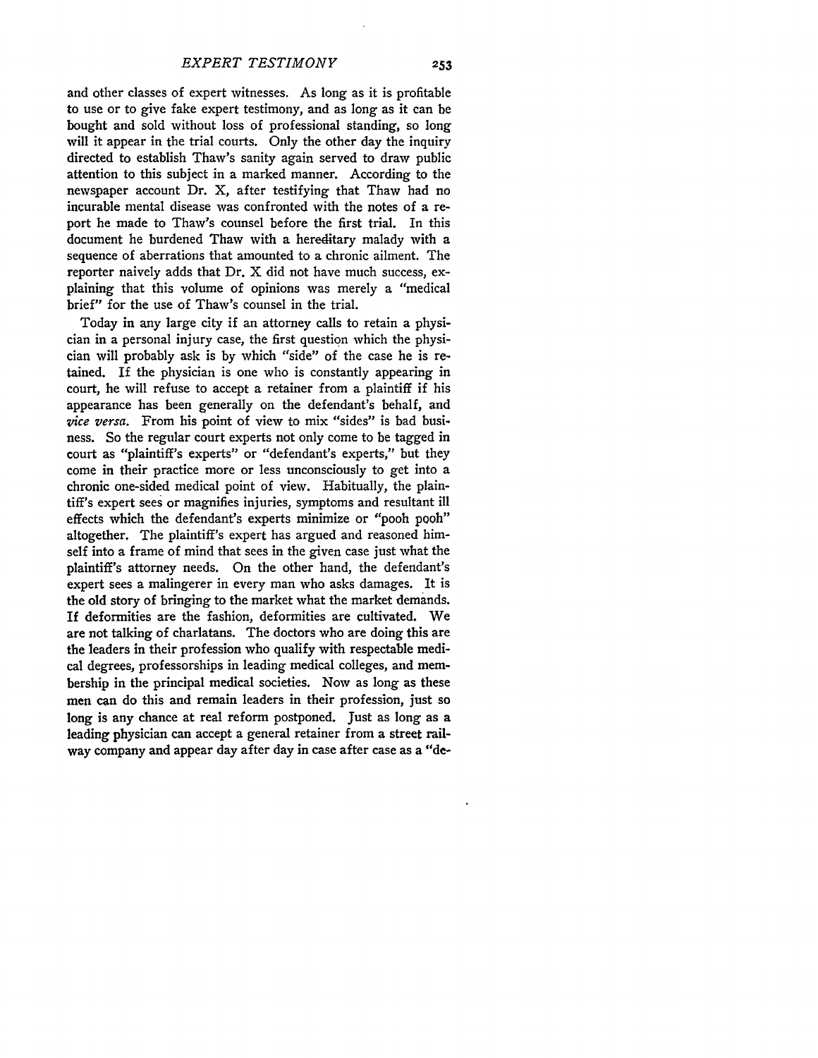and other classes of expert witnesses. As long as it is profitable to use or to give fake expert testimony, and as long as it can be bought and sold without loss of professional standing, so long will it appear in the trial courts. Only the other day the inquiry directed to establish Thaw's sanity again served to draw public attention to this subject in a marked manner. According to the newspaper account Dr. X, after testifying that Thaw had no incurable mental disease was confronted with the notes of a report he made to Thaw's counsel before the first trial. In this document he burdened Thaw with a hereditary malady with a sequence of aberrations that amounted to a chronic ailment. The reporter naively adds that Dr. X did not have much success, explaining that this volume of opinions was merely a "medical brief" for the use of Thaw's counsel in the trial.

Today in any large city if an attorney calls to retain a physician in a personal injury case, the first question which the physician will probably ask is by which "side" of the case he is retained. If the physician is one who is constantly appearing in court, he will refuse to accept a retainer from a plaintiff if his appearance has been generally on the defendant's behalf, and *vice versa*. From his point of view to mix "sides" is bad business. So the regular court experts not only come to be tagged in court as "plaintiff's experts" or "defendant's experts," but they come in their practice more or less unconsciously to get into a chronic one-sided medical point of view. Habitually, the plaintiff's expert sees or magnifies injuries, symptoms and resultant ill effects which the defendant's experts minimize or "pooh pooh" altogether. The plaintiff's expert has argued and reasoned himself into a frame of mind that sees in the given case just what the plaintiff's attorney needs. On the other hand, the defendant's expert sees a malingerer in every man who asks damages. It is the old story of bringing to the market what the market demands. If deformities are the fashion, deformities are cultivated. We are not talking of charlatans. The doctors who are doing this are the leaders in their profession who qualify with respectable medical degrees, professorships in leading medical colleges, and membership in the principal medical societies. Now as long as these men can do this and remain leaders in their profession, just so long is any chance at real reform postponed. Just as long as a leading physician can accept a general retainer from a street railway company and appear day after day in case after case as a "de-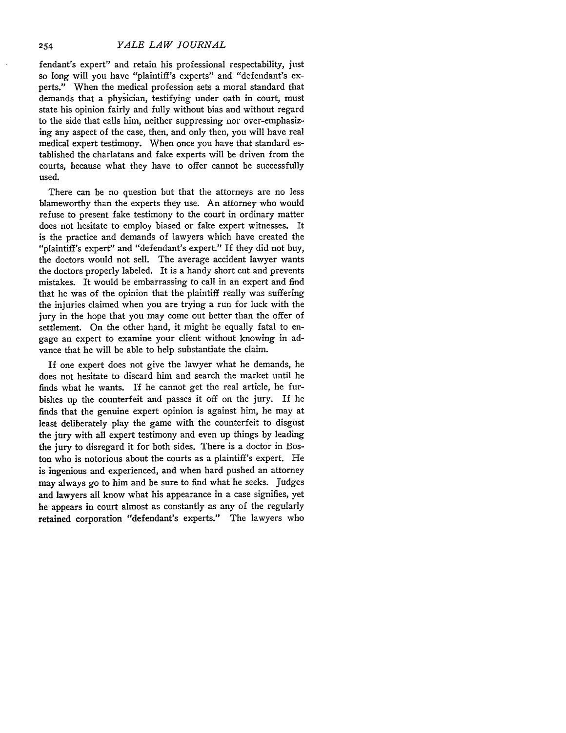fendant's expert" and retain his professional respectability, just so long will you have "plaintiff's experts" and "defendant's experts." When the medical profession sets a moral standard that demands that a physician, testifying under oath in court, must state his opinion fairly and fully without bias and without regard to the side that calls him, neither suppressing nor over-emphasizing any aspect of the case, then, and only then, you will have real medical expert testimony. When once you have that standard established the charlatans and fake experts will be driven from the courts, because what they have to offer cannot be successfully used.

There can be no question but that the attorneys are no less blameworthy than the experts they use. An attorney who would refuse to present fake testimony to the court in ordinary matter does not hesitate to employ biased or fake expert witnesses. It is the practice and demands of lawyers which have created the "plaintiff's expert" and "defendant's expert." If they did not buy, the doctors would not sell. The average accident lawyer wants the doctors properly labeled. It is a handy short cut and prevents mistakes. It would be embarrassing to call in an expert and find that he was of the opinion that the plaintiff really was suffering the injuries claimed when you are trying a run for luck with the jury in the hope that you may come out better than the offer of settlement. On the other hand, it might be equally fatal to engage an expert to examine your client without knowing in advance that he will be able to help substantiate the claim.

If one expert does not give the lawyer what he demands, he does not hesitate to discard him and search the market until he finds what he wants. If he cannot get the real article, he furbishes up the counterfeit and passes it off on the jury. If he finds that the genuine expert opinion is against him, he may at least deliberately play the game with the counterfeit to disgust the jury with all expert testimony and even up things by leading the jury to disregard it for both sides. There is a doctor in Boston who is notorious about the courts as a plaintiff's expert. He is ingenious and experienced, and when hard pushed an attorney may always go to him and be sure to find what he seeks. Judges and lawyers all know what his appearance in a case signifies, yet he appears in court almost as constantly as any of the regularly retained corporation "defendant's experts." The lawyers who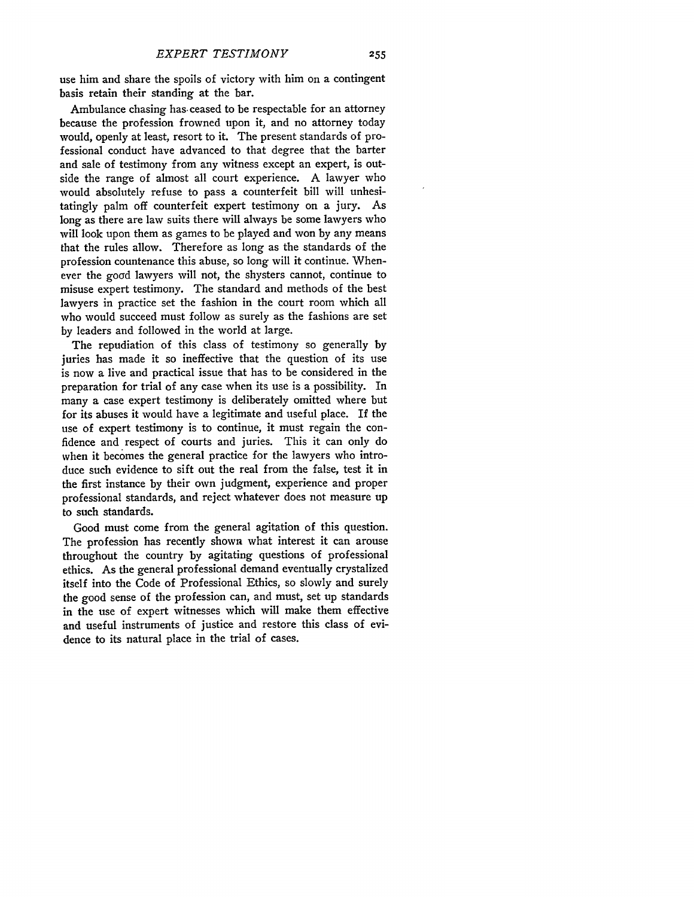use him and share the spoils of victory with him on a contingent basis retain their standing at the bar.

Ambulance chasing has ceased to be respectable for an attorney because the profession frowned upon it, and no attorney today would, openly at least, resort to it. The present standards of professional conduct have advanced to that degree that the barter and sale of testimony from any witness except an expert, is outside the range of almost all court experience. A lawyer who would absolutely refuse to pass a counterfeit bill will unhesitatingly palm off counterfeit expert testimony on a jury. As long as there are law suits there will always be some lawyers who will look upon them as games to be played and won by any means that the rules allow. Therefore as long as the standards of the profession countenance this abuse, so long will it continue. Whenever the good lawyers will not, the shysters cannot, continue to misuse expert testimony. The standard and methods of the best lawyers in practice set the fashion in the court room which all who would succeed must follow as surely as the fashions are set by leaders and followed in the world at large.

The repudiation of this class of testimony so generally by juries has made it so ineffective that the question of its use is now a live and practical issue that has to be considered in the preparation for trial of any case when its use is a possibility. In many a case expert testimony is deliberately omitted where but for its abuses it would have a legitimate and useful place. If the use of expert testimony is to continue, it must regain the confidence and respect of courts and juries. This it can only do when it becomes the general practice for the lawyers who introduce such evidence to sift out the real from the false, test it in the first instance by their own judgment, experience and proper professional standards, and reject whatever does not measure up to such standards.

Good must come from the general agitation of this question. The profession has recently shown what interest it can arouse throughout the country by agitating questions of professional ethics. As the general professional demand eventually crystalized itself into the Code of Professional Ethics, so slowly and surely the good sense of the profession can, and must, set up standards in the use of expert witnesses which will make them effective and useful instruments of justice and restore this class of evidence to its natural place in the trial of cases.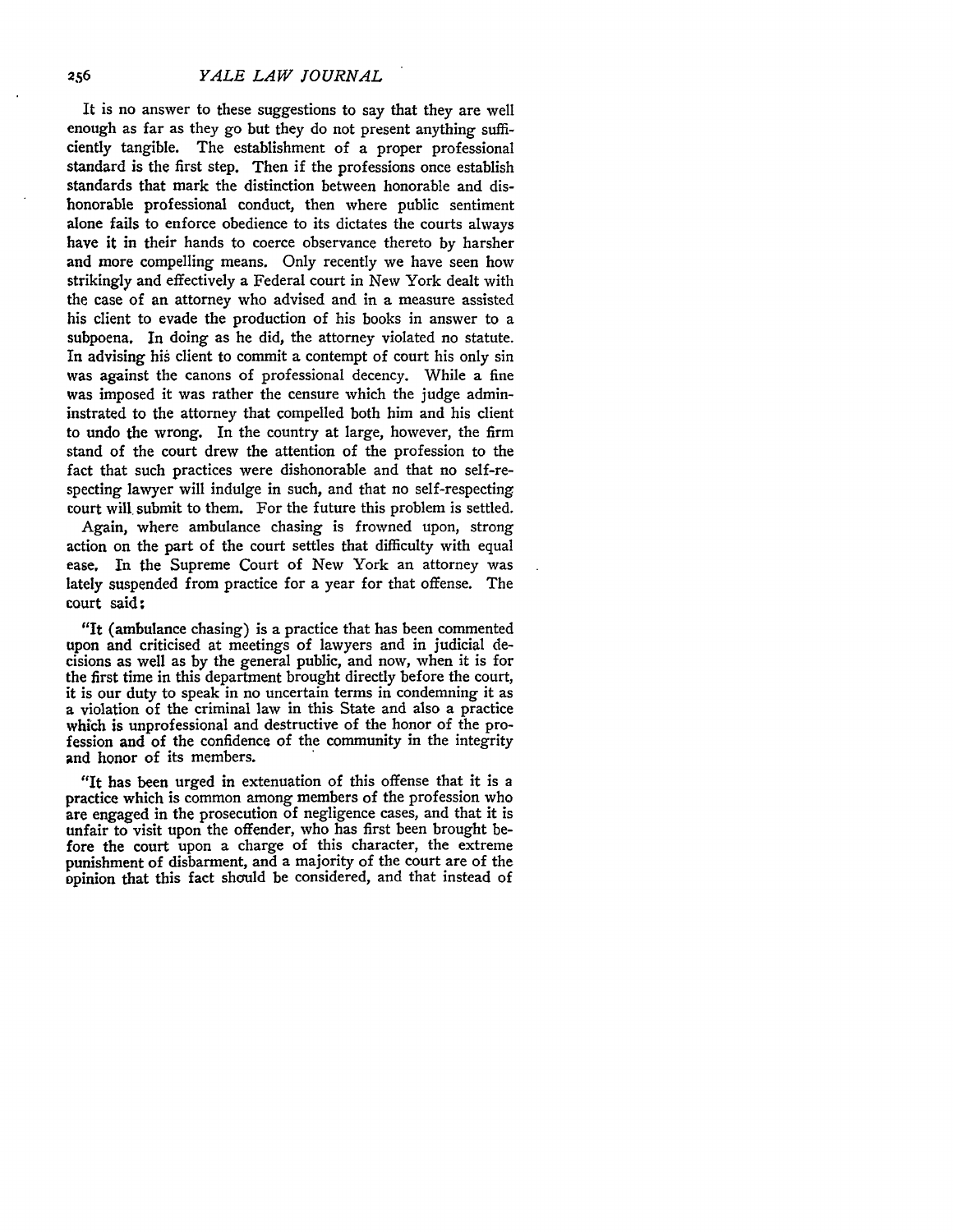It is no answer to these suggestions to say that they are well enough as far as they go but they do not present anything sufficiently tangible. The establishment of a proper professional standard is the first step. Then if the professions once establish standards that mark the distinction between honorable and dishonorable professional conduct, then where public sentiment alone fails to enforce obedience to its dictates the courts always have it in their hands to coerce observance thereto by harsher and more compelling means. Only recently we have seen how strikingly and effectively a Federal court in New York dealt with the case of an attorney who advised and in a measure assisted his client to evade the production of his books in answer to a subpoena. In doing as he did, the attorney violated no statute. In advising his client to commit a contempt of court his only sin was against the canons of professional decency. While a fine was imposed it was rather the censure which the judge administrated to the attorney that compelled both him and his client to undo the wrong. In the country at large, however, the firm stand of the court drew the attention of the profession to the fact that such practices were dishonorable and that no self-respecting lawyer will indulge in such, and that no self-respecting court will submit to them. For the future this problem is settled.

Again, where ambulance chasing is frowned upon, strong action on the part of the court settles that difficulty with equal ease. In the Supreme Court of New York an attorney was lately suspended from practice for a year for that offense. The court said:

"It (ambulance chasing) is a practice that has been commented upon and criticised at meetings of lawyers and in judicial decisions as well as by the general public, and now, when it is for the first time in this department brought directly before the court, it is our duty to speak in no uncertain terms in condemning it as a violation of the criminal law in this State and also a practice which is unprofessional and destructive of the honor of the profession and of the confidence of the community in the integrity and honor of its members.

"It has been urged in extenuation of this offense that it is a practice which is common among members of the profession who are engaged in the prosecution of negligence cases, and that it is unfair to visit upon the offender, who has first been brought before the court upon a charge of this character, the extreme punishment of disbarment, and a majority of the court are of the opinion that this fact should be considered, and that instead of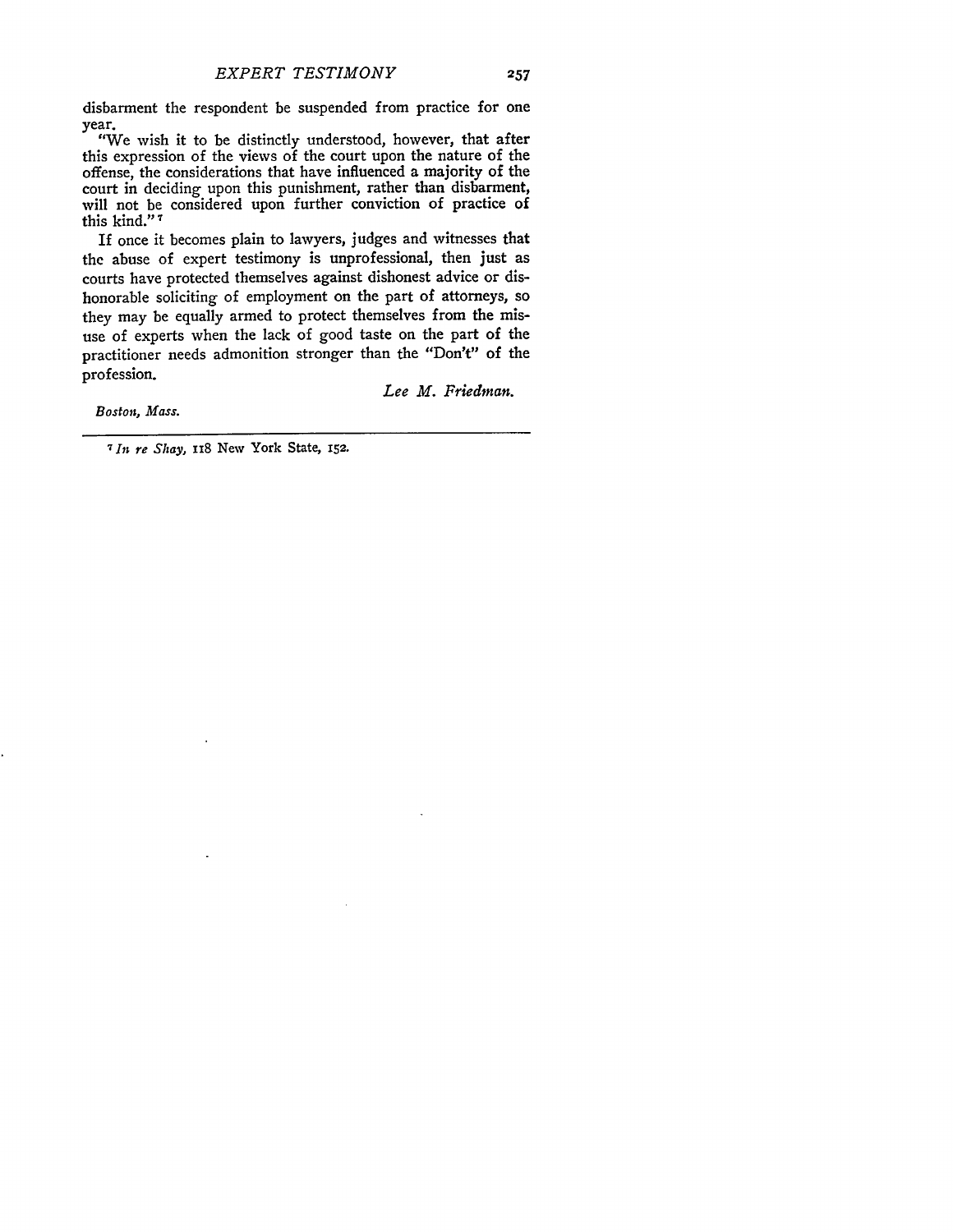disbarment the respondent be suspended from practice for one year.

"We wish it to be distinctly understood, however, that after this expression of the views of the court upon the nature of the offense, the considerations that have influenced a majority of the court in deciding upon this punishment, rather than disbarment, will not be considered upon further conviction of practice of this kind."[7]

If once it becomes plain to lawyers, judges and witnesses that the abuse of expert testimony is unprofessional, then just as courts have protected themselves against dishonest advice or dishonorable soliciting of employment on the part of attorneys, so they may be equally armed to protect themselves from the misuse of experts when the lack of good taste on the part of the practitioner needs admonition stronger than the "Don't" of the profession.

*Lee M. Friedman.*

*Boston, Mass.*

---

[7] *In re Shay*, 118 New York State, 152.